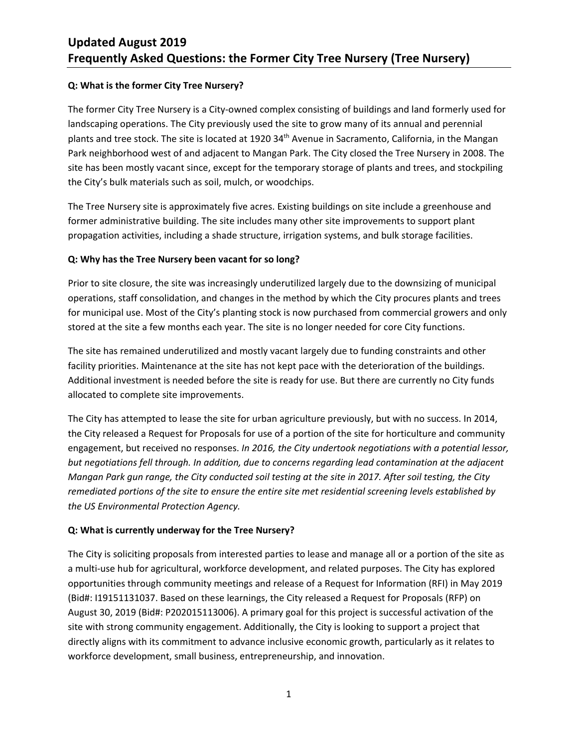# Updated August 2019
# Frequently Asked Questions: the Former City Tree Nursery (Tree Nursery)

**Q: What is the former City Tree Nursery?**

The former City Tree Nursery is a City-owned complex consisting of buildings and land formerly used for landscaping operations. The City previously used the site to grow many of its annual and perennial plants and tree stock. The site is located at 1920 34th Avenue in Sacramento, California, in the Mangan Park neighborhood west of and adjacent to Mangan Park. The City closed the Tree Nursery in 2008. The site has been mostly vacant since, except for the temporary storage of plants and trees, and stockpiling the City's bulk materials such as soil, mulch, or woodchips.

The Tree Nursery site is approximately five acres. Existing buildings on site include a greenhouse and former administrative building. The site includes many other site improvements to support plant propagation activities, including a shade structure, irrigation systems, and bulk storage facilities.

**Q: Why has the Tree Nursery been vacant for so long?**

Prior to site closure, the site was increasingly underutilized largely due to the downsizing of municipal operations, staff consolidation, and changes in the method by which the City procures plants and trees for municipal use. Most of the City's planting stock is now purchased from commercial growers and only stored at the site a few months each year. The site is no longer needed for core City functions.

The site has remained underutilized and mostly vacant largely due to funding constraints and other facility priorities. Maintenance at the site has not kept pace with the deterioration of the buildings. Additional investment is needed before the site is ready for use. But there are currently no City funds allocated to complete site improvements.

The City has attempted to lease the site for urban agriculture previously, but with no success. In 2014, the City released a Request for Proposals for use of a portion of the site for horticulture and community engagement, but received no responses. *In 2016, the City undertook negotiations with a potential lessor, but negotiations fell through. In addition, due to concerns regarding lead contamination at the adjacent Mangan Park gun range, the City conducted soil testing at the site in 2017. After soil testing, the City remediated portions of the site to ensure the entire site met residential screening levels established by the US Environmental Protection Agency.*

**Q: What is currently underway for the Tree Nursery?**

The City is soliciting proposals from interested parties to lease and manage all or a portion of the site as a multi-use hub for agricultural, workforce development, and related purposes. The City has explored opportunities through community meetings and release of a Request for Information (RFI) in May 2019 (Bid#: I19151131037. Based on these learnings, the City released a Request for Proposals (RFP) on August 30, 2019 (Bid#: P202015113006). A primary goal for this project is successful activation of the site with strong community engagement. Additionally, the City is looking to support a project that directly aligns with its commitment to advance inclusive economic growth, particularly as it relates to workforce development, small business, entrepreneurship, and innovation.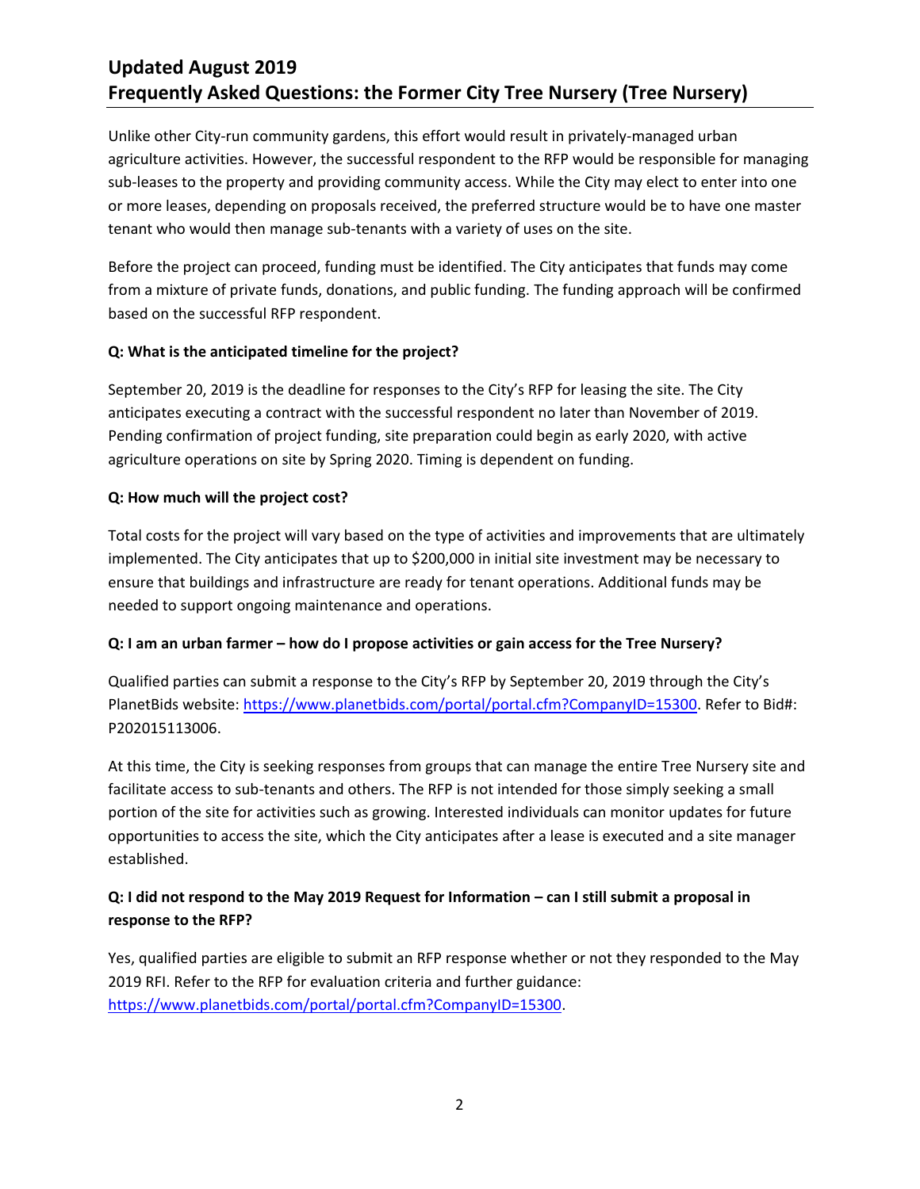Unlike other City-run community gardens, this effort would result in privately-managed urban agriculture activities. However, the successful respondent to the RFP would be responsible for managing sub-leases to the property and providing community access. While the City may elect to enter into one or more leases, depending on proposals received, the preferred structure would be to have one master tenant who would then manage sub-tenants with a variety of uses on the site.

Before the project can proceed, funding must be identified. The City anticipates that funds may come from a mixture of private funds, donations, and public funding. The funding approach will be confirmed based on the successful RFP respondent.

**Q: What is the anticipated timeline for the project?**

September 20, 2019 is the deadline for responses to the City's RFP for leasing the site. The City anticipates executing a contract with the successful respondent no later than November of 2019. Pending confirmation of project funding, site preparation could begin as early 2020, with active agriculture operations on site by Spring 2020. Timing is dependent on funding.

**Q: How much will the project cost?**

Total costs for the project will vary based on the type of activities and improvements that are ultimately implemented. The City anticipates that up to $200,000 in initial site investment may be necessary to ensure that buildings and infrastructure are ready for tenant operations. Additional funds may be needed to support ongoing maintenance and operations.

**Q: I am an urban farmer – how do I propose activities or gain access for the Tree Nursery?**

Qualified parties can submit a response to the City's RFP by September 20, 2019 through the City's PlanetBids website: [https://www.planetbids.com/portal/portal.cfm?CompanyID=15300](https://www.planetbids.com/portal/portal.cfm?CompanyID=15300). Refer to Bid#: P202015113006.

At this time, the City is seeking responses from groups that can manage the entire Tree Nursery site and facilitate access to sub-tenants and others. The RFP is not intended for those simply seeking a small portion of the site for activities such as growing. Interested individuals can monitor updates for future opportunities to access the site, which the City anticipates after a lease is executed and a site manager established.

**Q: I did not respond to the May 2019 Request for Information – can I still submit a proposal in response to the RFP?**

Yes, qualified parties are eligible to submit an RFP response whether or not they responded to the May 2019 RFI. Refer to the RFP for evaluation criteria and further guidance: [https://www.planetbids.com/portal/portal.cfm?CompanyID=15300](https://www.planetbids.com/portal/portal.cfm?CompanyID=15300).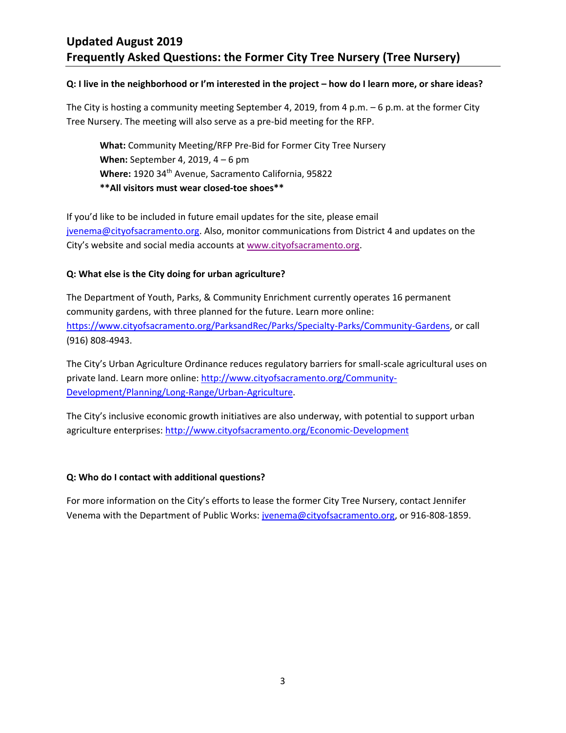# Updated August 2019
# Frequently Asked Questions: the Former City Tree Nursery (Tree Nursery)

**Q: I live in the neighborhood or I'm interested in the project – how do I learn more, or share ideas?**

The City is hosting a community meeting September 4, 2019, from 4 p.m. – 6 p.m. at the former City Tree Nursery. The meeting will also serve as a pre-bid meeting for the RFP.

> **What:** Community Meeting/RFP Pre-Bid for Former City Tree Nursery
> **When:** September 4, 2019, 4 – 6 pm
> **Where:** 1920 34th Avenue, Sacramento California, 95822
> **\*\*All visitors must wear closed-toe shoes\*\***

If you'd like to be included in future email updates for the site, please email jvenema@cityofsacramento.org. Also, monitor communications from District 4 and updates on the City's website and social media accounts at www.cityofsacramento.org.

**Q: What else is the City doing for urban agriculture?**

The Department of Youth, Parks, & Community Enrichment currently operates 16 permanent community gardens, with three planned for the future. Learn more online: https://www.cityofsacramento.org/ParksandRec/Parks/Specialty-Parks/Community-Gardens, or call (916) 808-4943.

The City's Urban Agriculture Ordinance reduces regulatory barriers for small-scale agricultural uses on private land. Learn more online: http://www.cityofsacramento.org/Community-Development/Planning/Long-Range/Urban-Agriculture.

The City's inclusive economic growth initiatives are also underway, with potential to support urban agriculture enterprises: http://www.cityofsacramento.org/Economic-Development

**Q: Who do I contact with additional questions?**

For more information on the City's efforts to lease the former City Tree Nursery, contact Jennifer Venema with the Department of Public Works: jvenema@cityofsacramento.org, or 916-808-1859.